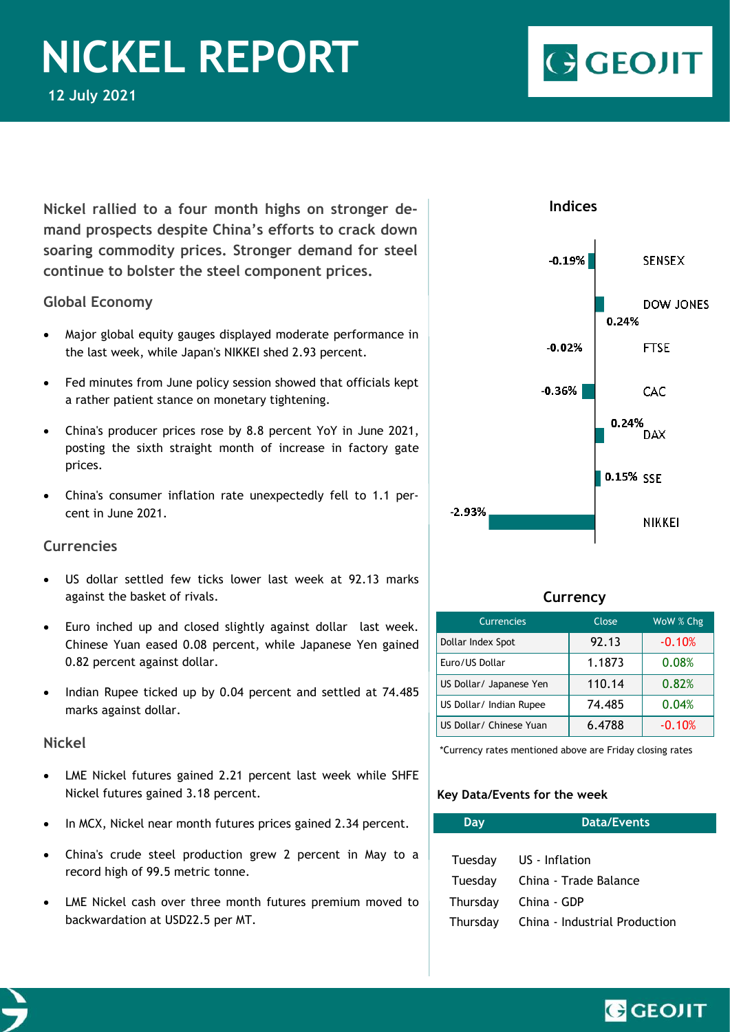# NICKEL REPORT

**12 July 2021**

**Nickel rallied to a four month highs on stronger demand prospects despite China's efforts to crack down soaring commodity prices. Stronger demand for steel continue to bolster the steel component prices.**

## Global Economy

- Major global equity gauges displayed moderate performance in the last week, while Japan's NIKKEI shed 2.93 percent.
- Fed minutes from June policy session showed that officials kept a rather patient stance on monetary tightening.
- China's producer prices rose by 8.8 percent YoY in June 2021, posting the sixth straight month of increase in factory gate prices.
- China's consumer inflation rate unexpectedly fell to 1.1 percent in June 2021.

## Currencies

- US dollar settled few ticks lower last week at 92.13 marks against the basket of rivals.
- Euro inched up and closed slightly against dollar last week. Chinese Yuan eased 0.08 percent, while Japanese Yen gained 0.82 percent against dollar.
- Indian Rupee ticked up by 0.04 percent and settled at 74.485 marks against dollar.

## Nickel

- LME Nickel futures gained 2.21 percent last week while SHFE Nickel futures gained 3.18 percent.
- In MCX, Nickel near month futures prices gained 2.34 percent.
- China's crude steel production grew 2 percent in May to a record high of 99.5 metric tonne.
- LME Nickel cash over three month futures premium moved to backwardation at USD22.5 per MT.

## Indices

| Index | Change |
|---|---|
| SENSEX | -0.19% |
| DOW JONES | 0.24% |
| FTSE | -0.02% |
| CAC | -0.36% |
| DAX | 0.24% |
| SSE | 0.15% |
| NIKKEI | -2.93% |

## Currency

| Currencies | Close | WoW % Chg |
|---|---|---|
| Dollar Index Spot | 92.13 | -0.10% |
| Euro/US Dollar | 1.1873 | 0.08% |
| US Dollar/ Japanese Yen | 110.14 | 0.82% |
| US Dollar/ Indian Rupee | 74.485 | 0.04% |
| US Dollar/ Chinese Yuan | 6.4788 | -0.10% |

*Currency rates mentioned above are Friday closing rates

**Key Data/Events for the week**

| Day | Data/Events |
|---|---|
| Tuesday | US - Inflation |
| Tuesday | China - Trade Balance |
| Thursday | China - GDP |
| Thursday | China - Industrial Production |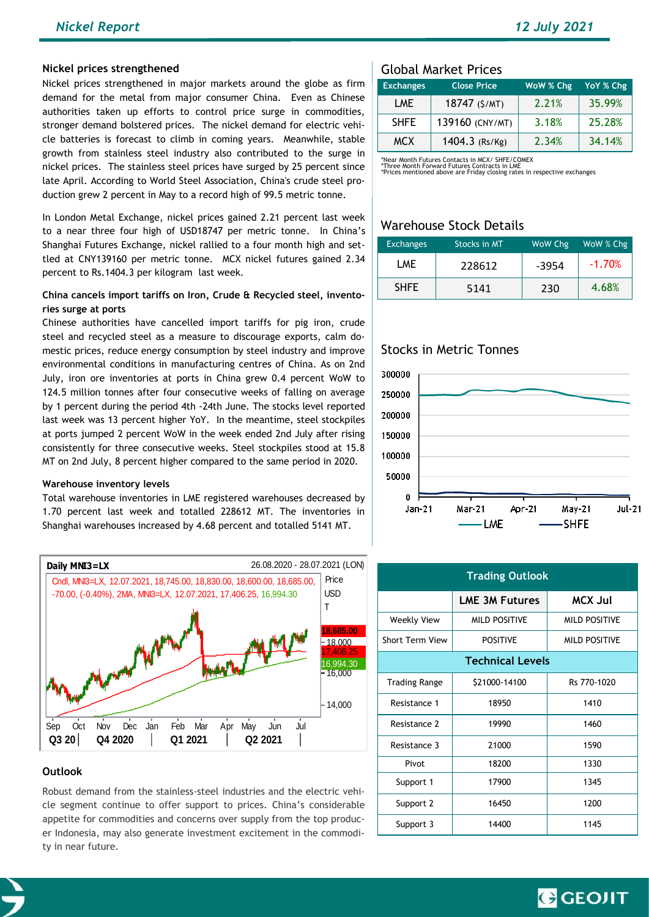## Nickel prices strengthened

Nickel prices strengthened in major markets around the globe as firm demand for the metal from major consumer China. Even as Chinese authorities taken up efforts to control price surge in commodities, stronger demand bolstered prices. The nickel demand for electric vehicle batteries is forecast to climb in coming years. Meanwhile, stable growth from stainless steel industry also contributed to the surge in nickel prices. The stainless steel prices have surged by 25 percent since late April. According to World Steel Association, China's crude steel production grew 2 percent in May to a record high of 99.5 metric tonne.

In London Metal Exchange, nickel prices gained 2.21 percent last week to a near three four high of USD18747 per metric tonne. In China's Shanghai Futures Exchange, nickel rallied to a four month high and settled at CNY139160 per metric tonne. MCX nickel futures gained 2.34 percent to Rs.1404.3 per kilogram last week.

### China cancels import tariffs on Iron, Crude & Recycled steel, inventories surge at ports

Chinese authorities have cancelled import tariffs for pig iron, crude steel and recycled steel as a measure to discourage exports, calm domestic prices, reduce energy consumption by steel industry and improve environmental conditions in manufacturing centres of China. As on 2nd July, iron ore inventories at ports in China grew 0.4 percent WoW to 124.5 million tonnes after four consecutive weeks of falling on average by 1 percent during the period 4th -24th June. The stocks level reported last week was 13 percent higher YoY. In the meantime, steel stockpiles at ports jumped 2 percent WoW in the week ended 2nd July after rising consistently for three consecutive weeks. Steel stockpiles stood at 15.8 MT on 2nd July, 8 percent higher compared to the same period in 2020.

### Warehouse inventory levels

Total warehouse inventories in LME registered warehouses decreased by 1.70 percent last week and totalled 228612 MT. The inventories in Shanghai warehouses increased by 4.68 percent and totalled 5141 MT.

## Global Market Prices

| Exchanges | Close Price | WoW % Chg | YoY % Chg |
|---|---|---|---|
| LME | 18747 ($/MT) | 2.21% | 35.99% |
| SHFE | 139160 (CNY/MT) | 3.18% | 25.28% |
| MCX | 1404.3 (Rs/Kg) | 2.34% | 34.14% |

*Near Month Futures Contacts in MCX/ SHFE/COMEX
*Three Month Forward Futures Contracts in LME
*Prices mentioned above are Friday closing rates in respective exchanges

## Warehouse Stock Details

| Exchanges | Stocks in MT | WoW Chg | WoW % Chg |
|---|---|---|---|
| LME | 228612 | -3954 | -1.70% |
| SHFE | 5141 | 230 | 4.68% |

## Stocks in Metric Tonnes

## Outlook

Robust demand from the stainless-steel industries and the electric vehicle segment continue to offer support to prices. China's considerable appetite for commodities and concerns over supply from the top producer Indonesia, may also generate investment excitement in the commodity in near future.

## Trading Outlook

| | LME 3M Futures | MCX Jul |
|---|---|---|
| Weekly View | MILD POSITIVE | MILD POSITIVE |
| Short Term View | POSITIVE | MILD POSITIVE |
| **Technical Levels** | | |
| Trading Range | $21000-14100 | Rs 770-1020 |
| Resistance 1 | 18950 | 1410 |
| Resistance 2 | 19990 | 1460 |
| Resistance 3 | 21000 | 1590 |
| Pivot | 18200 | 1330 |
| Support 1 | 17900 | 1345 |
| Support 2 | 16450 | 1200 |
| Support 3 | 14400 | 1145 |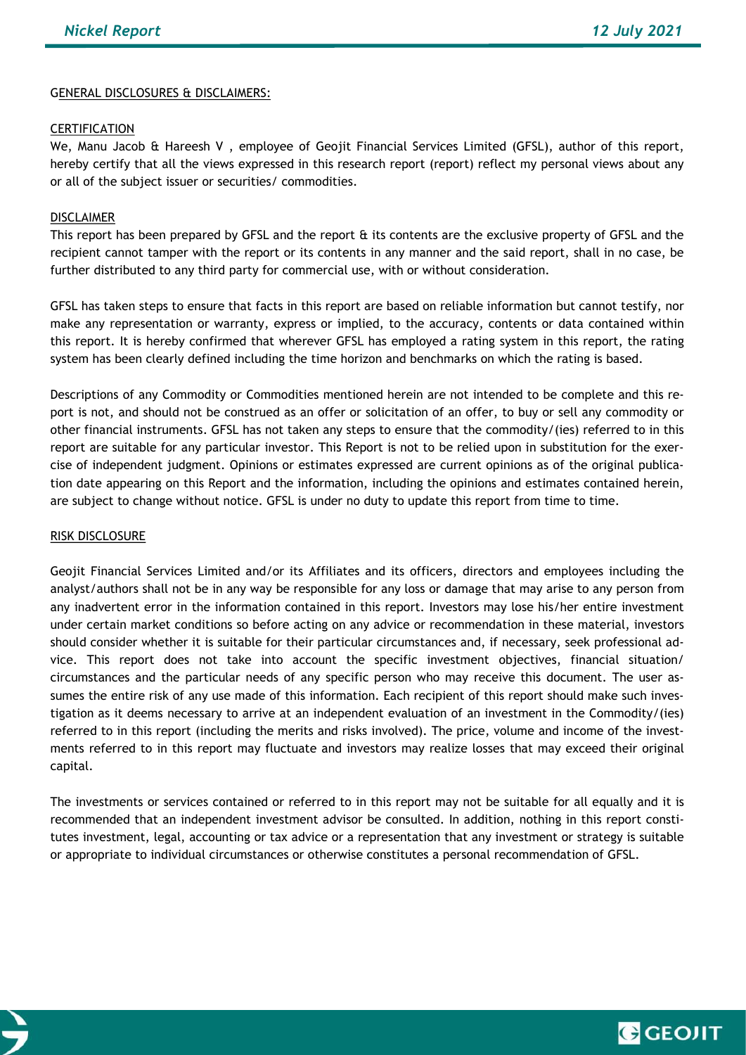GENERAL DISCLOSURES & DISCLAIMERS:

CERTIFICATION

We, Manu Jacob & Hareesh V , employee of Geojit Financial Services Limited (GFSL), author of this report, hereby certify that all the views expressed in this research report (report) reflect my personal views about any or all of the subject issuer or securities/ commodities.

DISCLAIMER

This report has been prepared by GFSL and the report & its contents are the exclusive property of GFSL and the recipient cannot tamper with the report or its contents in any manner and the said report, shall in no case, be further distributed to any third party for commercial use, with or without consideration.

GFSL has taken steps to ensure that facts in this report are based on reliable information but cannot testify, nor make any representation or warranty, express or implied, to the accuracy, contents or data contained within this report. It is hereby confirmed that wherever GFSL has employed a rating system in this report, the rating system has been clearly defined including the time horizon and benchmarks on which the rating is based.

Descriptions of any Commodity or Commodities mentioned herein are not intended to be complete and this report is not, and should not be construed as an offer or solicitation of an offer, to buy or sell any commodity or other financial instruments. GFSL has not taken any steps to ensure that the commodity/(ies) referred to in this report are suitable for any particular investor. This Report is not to be relied upon in substitution for the exercise of independent judgment. Opinions or estimates expressed are current opinions as of the original publication date appearing on this Report and the information, including the opinions and estimates contained herein, are subject to change without notice. GFSL is under no duty to update this report from time to time.

RISK DISCLOSURE

Geojit Financial Services Limited and/or its Affiliates and its officers, directors and employees including the analyst/authors shall not be in any way be responsible for any loss or damage that may arise to any person from any inadvertent error in the information contained in this report. Investors may lose his/her entire investment under certain market conditions so before acting on any advice or recommendation in these material, investors should consider whether it is suitable for their particular circumstances and, if necessary, seek professional advice. This report does not take into account the specific investment objectives, financial situation/ circumstances and the particular needs of any specific person who may receive this document. The user assumes the entire risk of any use made of this information. Each recipient of this report should make such investigation as it deems necessary to arrive at an independent evaluation of an investment in the Commodity/(ies) referred to in this report (including the merits and risks involved). The price, volume and income of the investments referred to in this report may fluctuate and investors may realize losses that may exceed their original capital.

The investments or services contained or referred to in this report may not be suitable for all equally and it is recommended that an independent investment advisor be consulted. In addition, nothing in this report constitutes investment, legal, accounting or tax advice or a representation that any investment or strategy is suitable or appropriate to individual circumstances or otherwise constitutes a personal recommendation of GFSL.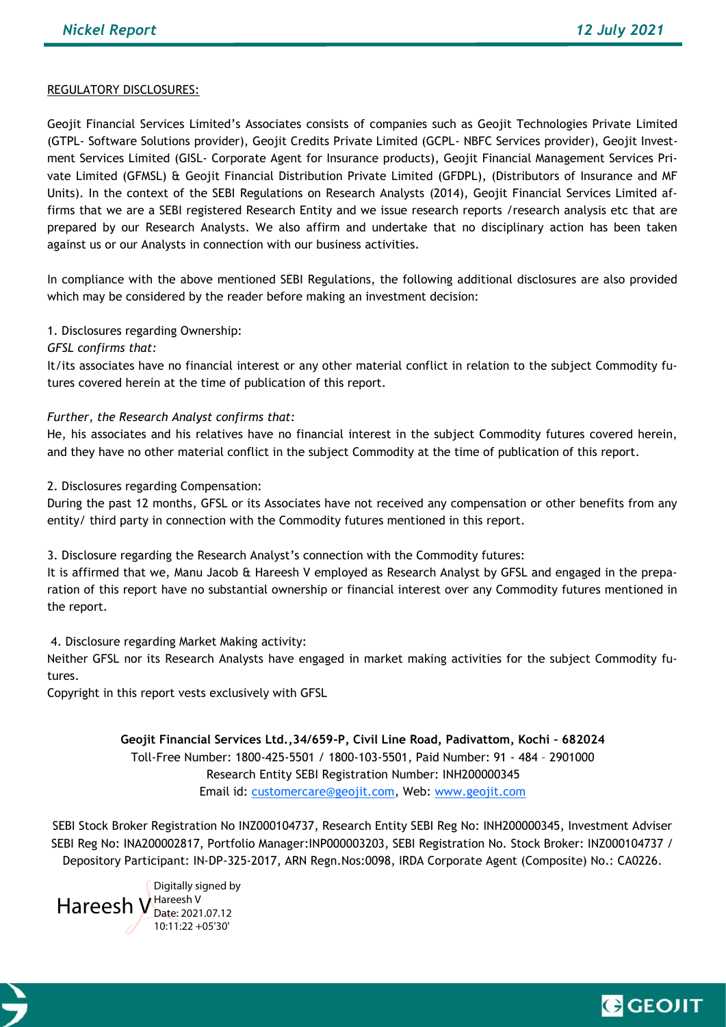REGULATORY DISCLOSURES:

Geojit Financial Services Limited's Associates consists of companies such as Geojit Technologies Private Limited (GTPL- Software Solutions provider), Geojit Credits Private Limited (GCPL- NBFC Services provider), Geojit Investment Services Limited (GISL- Corporate Agent for Insurance products), Geojit Financial Management Services Private Limited (GFMSL) & Geojit Financial Distribution Private Limited (GFDPL), (Distributors of Insurance and MF Units). In the context of the SEBI Regulations on Research Analysts (2014), Geojit Financial Services Limited affirms that we are a SEBI registered Research Entity and we issue research reports /research analysis etc that are prepared by our Research Analysts. We also affirm and undertake that no disciplinary action has been taken against us or our Analysts in connection with our business activities.

In compliance with the above mentioned SEBI Regulations, the following additional disclosures are also provided which may be considered by the reader before making an investment decision:

1. Disclosures regarding Ownership:

*GFSL confirms that:*

It/its associates have no financial interest or any other material conflict in relation to the subject Commodity futures covered herein at the time of publication of this report.

*Further, the Research Analyst confirms that:*

He, his associates and his relatives have no financial interest in the subject Commodity futures covered herein, and they have no other material conflict in the subject Commodity at the time of publication of this report.

2. Disclosures regarding Compensation:

During the past 12 months, GFSL or its Associates have not received any compensation or other benefits from any entity/ third party in connection with the Commodity futures mentioned in this report.

3. Disclosure regarding the Research Analyst's connection with the Commodity futures:

It is affirmed that we, Manu Jacob & Hareesh V employed as Research Analyst by GFSL and engaged in the preparation of this report have no substantial ownership or financial interest over any Commodity futures mentioned in the report.

4. Disclosure regarding Market Making activity:

Neither GFSL nor its Research Analysts have engaged in market making activities for the subject Commodity futures.

Copyright in this report vests exclusively with GFSL

**Geojit Financial Services Ltd.,34/659-P, Civil Line Road, Padivattom, Kochi - 682024**

Toll-Free Number: 1800-425-5501 / 1800-103-5501, Paid Number: 91 - 484 - 2901000

Research Entity SEBI Registration Number: INH200000345

Email id: customercare@geojit.com, Web: www.geojit.com

SEBI Stock Broker Registration No INZ000104737, Research Entity SEBI Reg No: INH200000345, Investment Adviser SEBI Reg No: INA200002817, Portfolio Manager:INP000003203, SEBI Registration No. Stock Broker: INZ000104737 / Depository Participant: IN-DP-325-2017, ARN Regn.Nos:0098, IRDA Corporate Agent (Composite) No.: CA0226.

Hareesh V Digitally signed by Hareesh V Date: 2021.07.12 10:11:22 +05'30'